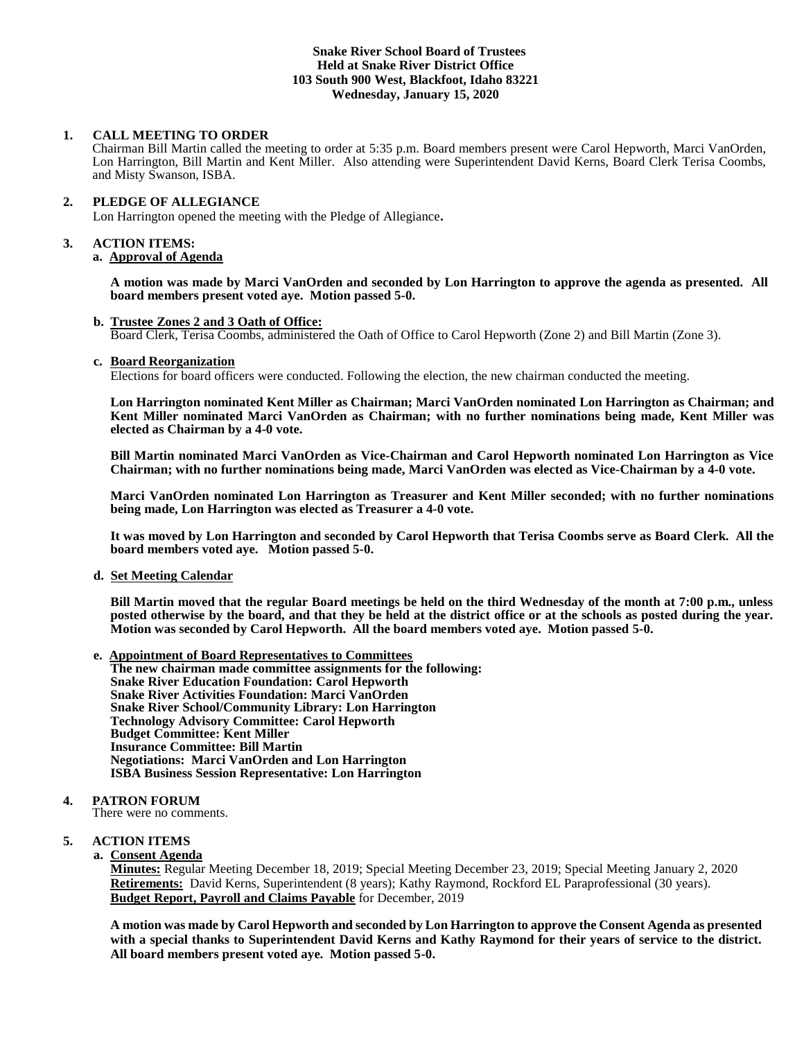**Snake River School Board of Trustees**
**Held at Snake River District Office**
**103 South 900 West, Blackfoot, Idaho 83221**
**Wednesday, January 15, 2020**

## 1. CALL MEETING TO ORDER

Chairman Bill Martin called the meeting to order at 5:35 p.m. Board members present were Carol Hepworth, Marci VanOrden, Lon Harrington, Bill Martin and Kent Miller. Also attending were Superintendent David Kerns, Board Clerk Terisa Coombs, and Misty Swanson, ISBA.

## 2. PLEDGE OF ALLEGIANCE

Lon Harrington opened the meeting with the Pledge of Allegiance**.**

## 3. ACTION ITEMS:

### a. Approval of Agenda

**A motion was made by Marci VanOrden and seconded by Lon Harrington to approve the agenda as presented. All board members present voted aye. Motion passed 5-0.**

### b. Trustee Zones 2 and 3 Oath of Office:

Board Clerk, Terisa Coombs, administered the Oath of Office to Carol Hepworth (Zone 2) and Bill Martin (Zone 3).

### c. Board Reorganization

Elections for board officers were conducted. Following the election, the new chairman conducted the meeting.

**Lon Harrington nominated Kent Miller as Chairman; Marci VanOrden nominated Lon Harrington as Chairman; and Kent Miller nominated Marci VanOrden as Chairman; with no further nominations being made, Kent Miller was elected as Chairman by a 4-0 vote.**

**Bill Martin nominated Marci VanOrden as Vice-Chairman and Carol Hepworth nominated Lon Harrington as Vice Chairman; with no further nominations being made, Marci VanOrden was elected as Vice-Chairman by a 4-0 vote.**

**Marci VanOrden nominated Lon Harrington as Treasurer and Kent Miller seconded; with no further nominations being made, Lon Harrington was elected as Treasurer a 4-0 vote.**

**It was moved by Lon Harrington and seconded by Carol Hepworth that Terisa Coombs serve as Board Clerk. All the board members voted aye. Motion passed 5-0.**

### d. Set Meeting Calendar

**Bill Martin moved that the regular Board meetings be held on the third Wednesday of the month at 7:00 p.m., unless posted otherwise by the board, and that they be held at the district office or at the schools as posted during the year. Motion was seconded by Carol Hepworth. All the board members voted aye. Motion passed 5-0.**

### e. Appointment of Board Representatives to Committees

**The new chairman made committee assignments for the following:**
**Snake River Education Foundation: Carol Hepworth**
**Snake River Activities Foundation: Marci VanOrden**
**Snake River School/Community Library: Lon Harrington**
**Technology Advisory Committee: Carol Hepworth**
**Budget Committee: Kent Miller**
**Insurance Committee: Bill Martin**
**Negotiations: Marci VanOrden and Lon Harrington**
**ISBA Business Session Representative: Lon Harrington**

## 4. PATRON FORUM

There were no comments.

## 5. ACTION ITEMS

### a. Consent Agenda

**Minutes:** Regular Meeting December 18, 2019; Special Meeting December 23, 2019; Special Meeting January 2, 2020
**Retirements:** David Kerns, Superintendent (8 years); Kathy Raymond, Rockford EL Paraprofessional (30 years).
**Budget Report, Payroll and Claims Payable** for December, 2019

**A motion was made by Carol Hepworth and seconded by Lon Harrington to approve the Consent Agenda as presented with a special thanks to Superintendent David Kerns and Kathy Raymond for their years of service to the district. All board members present voted aye. Motion passed 5-0.**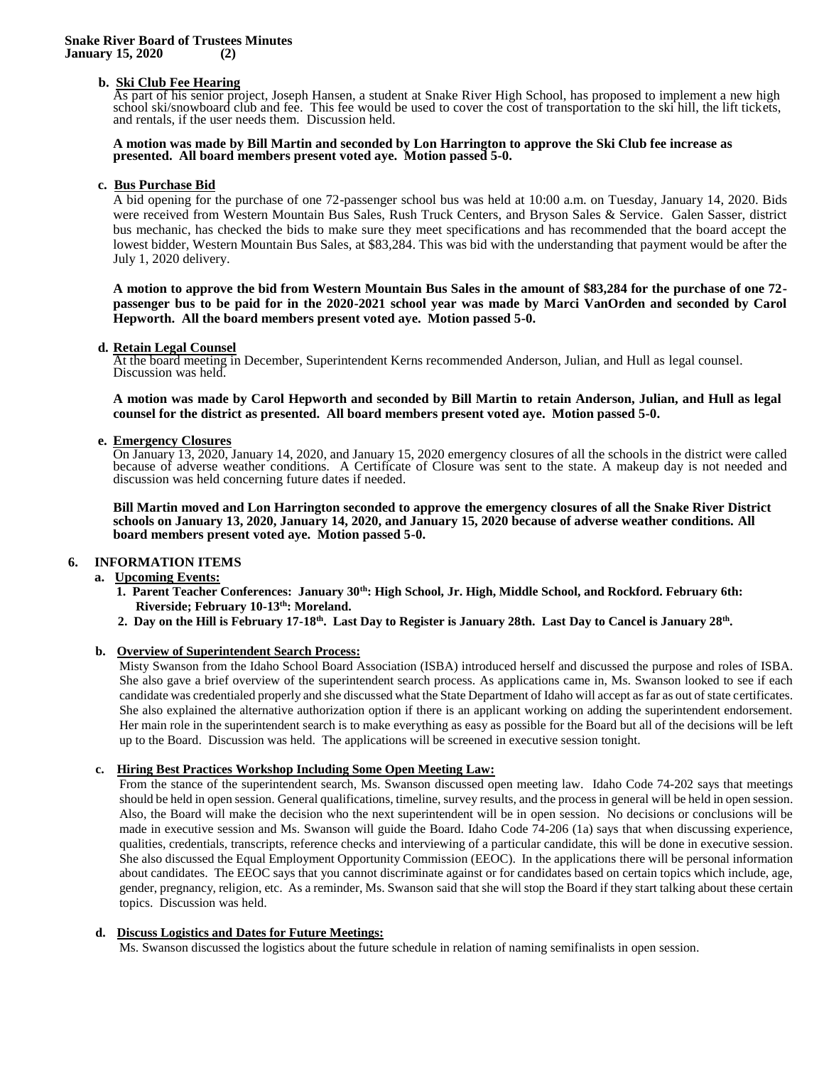**b. Ski Club Fee Hearing**

As part of his senior project, Joseph Hansen, a student at Snake River High School, has proposed to implement a new high school ski/snowboard club and fee. This fee would be used to cover the cost of transportation to the ski hill, the lift tickets, and rentals, if the user needs them. Discussion held.

**A motion was made by Bill Martin and seconded by Lon Harrington to approve the Ski Club fee increase as presented. All board members present voted aye. Motion passed 5-0.**

**c. Bus Purchase Bid**

A bid opening for the purchase of one 72-passenger school bus was held at 10:00 a.m. on Tuesday, January 14, 2020. Bids were received from Western Mountain Bus Sales, Rush Truck Centers, and Bryson Sales & Service. Galen Sasser, district bus mechanic, has checked the bids to make sure they meet specifications and has recommended that the board accept the lowest bidder, Western Mountain Bus Sales, at $83,284. This was bid with the understanding that payment would be after the July 1, 2020 delivery.

**A motion to approve the bid from Western Mountain Bus Sales in the amount of $83,284 for the purchase of one 72-passenger bus to be paid for in the 2020-2021 school year was made by Marci VanOrden and seconded by Carol Hepworth. All the board members present voted aye. Motion passed 5-0.**

**d. Retain Legal Counsel**

At the board meeting in December, Superintendent Kerns recommended Anderson, Julian, and Hull as legal counsel. Discussion was held.

**A motion was made by Carol Hepworth and seconded by Bill Martin to retain Anderson, Julian, and Hull as legal counsel for the district as presented. All board members present voted aye. Motion passed 5-0.**

**e. Emergency Closures**

On January 13, 2020, January 14, 2020, and January 15, 2020 emergency closures of all the schools in the district were called because of adverse weather conditions. A Certificate of Closure was sent to the state. A makeup day is not needed and discussion was held concerning future dates if needed.

**Bill Martin moved and Lon Harrington seconded to approve the emergency closures of all the Snake River District schools on January 13, 2020, January 14, 2020, and January 15, 2020 because of adverse weather conditions. All board members present voted aye. Motion passed 5-0.**

**6. INFORMATION ITEMS**

**a. Upcoming Events:**

1. **Parent Teacher Conferences: January 30th: High School, Jr. High, Middle School, and Rockford. February 6th: Riverside; February 10-13th: Moreland.**
2. **Day on the Hill is February 17-18th. Last Day to Register is January 28th. Last Day to Cancel is January 28th.**

**b. Overview of Superintendent Search Process:**

Misty Swanson from the Idaho School Board Association (ISBA) introduced herself and discussed the purpose and roles of ISBA. She also gave a brief overview of the superintendent search process. As applications came in, Ms. Swanson looked to see if each candidate was credentialed properly and she discussed what the State Department of Idaho will accept as far as out of state certificates. She also explained the alternative authorization option if there is an applicant working on adding the superintendent endorsement. Her main role in the superintendent search is to make everything as easy as possible for the Board but all of the decisions will be left up to the Board. Discussion was held. The applications will be screened in executive session tonight.

**c. Hiring Best Practices Workshop Including Some Open Meeting Law:**

From the stance of the superintendent search, Ms. Swanson discussed open meeting law. Idaho Code 74-202 says that meetings should be held in open session. General qualifications, timeline, survey results, and the process in general will be held in open session. Also, the Board will make the decision who the next superintendent will be in open session. No decisions or conclusions will be made in executive session and Ms. Swanson will guide the Board. Idaho Code 74-206 (1a) says that when discussing experience, qualities, credentials, transcripts, reference checks and interviewing of a particular candidate, this will be done in executive session. She also discussed the Equal Employment Opportunity Commission (EEOC). In the applications there will be personal information about candidates. The EEOC says that you cannot discriminate against or for candidates based on certain topics which include, age, gender, pregnancy, religion, etc. As a reminder, Ms. Swanson said that she will stop the Board if they start talking about these certain topics. Discussion was held.

**d. Discuss Logistics and Dates for Future Meetings:**

Ms. Swanson discussed the logistics about the future schedule in relation of naming semifinalists in open session.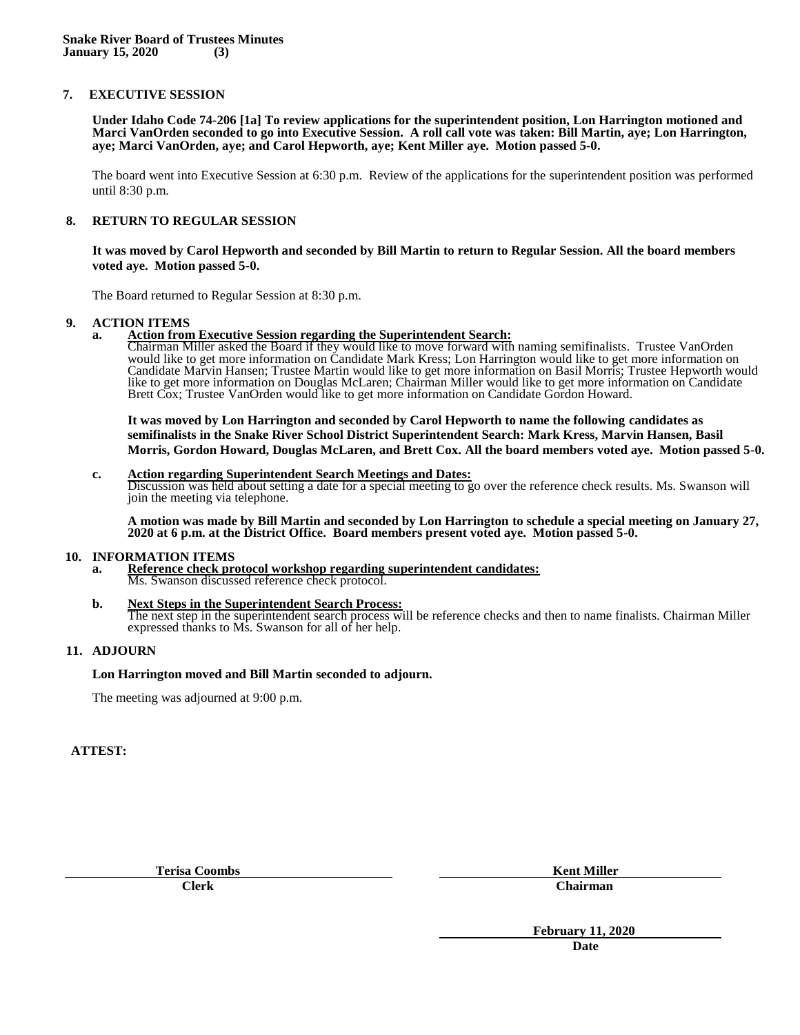## 7. EXECUTIVE SESSION

**Under Idaho Code 74-206 [1a] To review applications for the superintendent position, Lon Harrington motioned and Marci VanOrden seconded to go into Executive Session. A roll call vote was taken: Bill Martin, aye; Lon Harrington, aye; Marci VanOrden, aye; and Carol Hepworth, aye; Kent Miller aye. Motion passed 5-0.**

The board went into Executive Session at 6:30 p.m. Review of the applications for the superintendent position was performed until 8:30 p.m.

## 8. RETURN TO REGULAR SESSION

**It was moved by Carol Hepworth and seconded by Bill Martin to return to Regular Session. All the board members voted aye. Motion passed 5-0.**

The Board returned to Regular Session at 8:30 p.m.

## 9. ACTION ITEMS

**a. Action from Executive Session regarding the Superintendent Search:**

Chairman Miller asked the Board if they would like to move forward with naming semifinalists. Trustee VanOrden would like to get more information on Candidate Mark Kress; Lon Harrington would like to get more information on Candidate Marvin Hansen; Trustee Martin would like to get more information on Basil Morris; Trustee Hepworth would like to get more information on Douglas McLaren; Chairman Miller would like to get more information on Candidate Brett Cox; Trustee VanOrden would like to get more information on Candidate Gordon Howard.

**It was moved by Lon Harrington and seconded by Carol Hepworth to name the following candidates as semifinalists in the Snake River School District Superintendent Search: Mark Kress, Marvin Hansen, Basil Morris, Gordon Howard, Douglas McLaren, and Brett Cox. All the board members voted aye. Motion passed 5-0.**

**c. Action regarding Superintendent Search Meetings and Dates:**

Discussion was held about setting a date for a special meeting to go over the reference check results. Ms. Swanson will join the meeting via telephone.

**A motion was made by Bill Martin and seconded by Lon Harrington to schedule a special meeting on January 27, 2020 at 6 p.m. at the District Office. Board members present voted aye. Motion passed 5-0.**

## 10. INFORMATION ITEMS

**a. Reference check protocol workshop regarding superintendent candidates:**

Ms. Swanson discussed reference check protocol.

**b. Next Steps in the Superintendent Search Process:**

The next step in the superintendent search process will be reference checks and then to name finalists. Chairman Miller expressed thanks to Ms. Swanson for all of her help.

## 11. ADJOURN

**Lon Harrington moved and Bill Martin seconded to adjourn.**

The meeting was adjourned at 9:00 p.m.

**ATTEST:**

| | |
|---|---|
| **Terisa Coombs** | **Kent Miller** |
| **Clerk** | **Chairman** |
| | **February 11, 2020** |
| | **Date** |